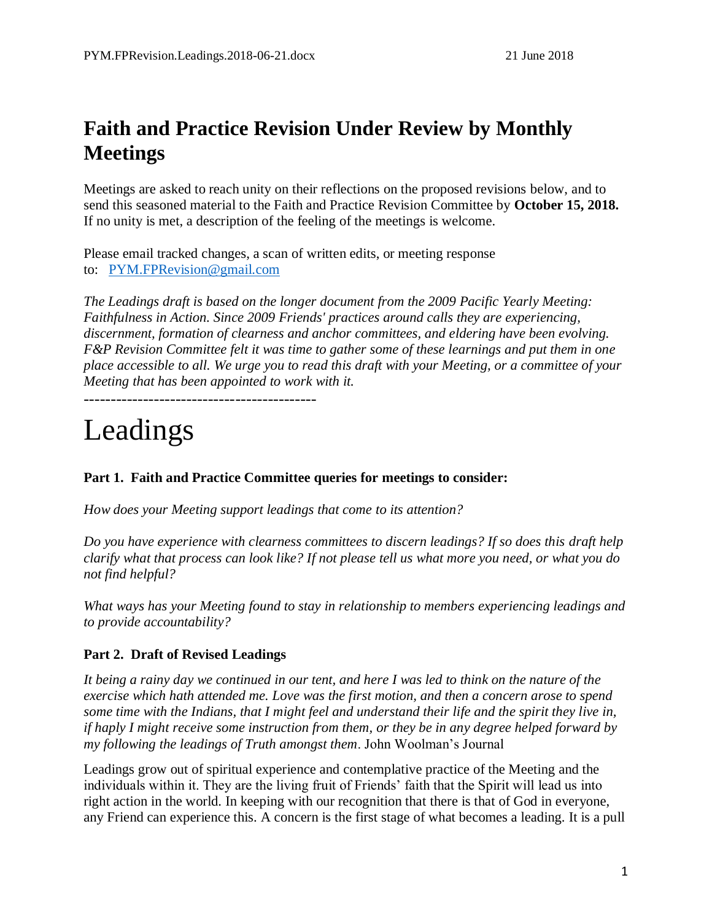# Faith and Practice Revision Under Review by Monthly Meetings

Meetings are asked to reach unity on their reflections on the proposed revisions below, and to send this seasoned material to the Faith and Practice Revision Committee by **October 15, 2018.** If no unity is met, a description of the feeling of the meetings is welcome.

Please email tracked changes, a scan of written edits, or meeting response to: [PYM.FPRevision@gmail.com](mailto:PYM.FPRevision@gmail.com)

*The Leadings draft is based on the longer document from the 2009 Pacific Yearly Meeting: Faithfulness in Action. Since 2009 Friends' practices around calls they are experiencing, discernment, formation of clearness and anchor committees, and eldering have been evolving. F&P Revision Committee felt it was time to gather some of these learnings and put them in one place accessible to all. We urge you to read this draft with your Meeting, or a committee of your Meeting that has been appointed to work with it.*

-------------------------------------------

# Leadings

**Part 1. Faith and Practice Committee queries for meetings to consider:**

*How does your Meeting support leadings that come to its attention?*

*Do you have experience with clearness committees to discern leadings? If so does this draft help clarify what that process can look like? If not please tell us what more you need, or what you do not find helpful?*

*What ways has your Meeting found to stay in relationship to members experiencing leadings and to provide accountability?*

**Part 2. Draft of Revised Leadings**

*It being a rainy day we continued in our tent, and here I was led to think on the nature of the exercise which hath attended me. Love was the first motion, and then a concern arose to spend some time with the Indians, that I might feel and understand their life and the spirit they live in, if haply I might receive some instruction from them, or they be in any degree helped forward by my following the leadings of Truth amongst them*. John Woolman's Journal

Leadings grow out of spiritual experience and contemplative practice of the Meeting and the individuals within it. They are the living fruit of Friends' faith that the Spirit will lead us into right action in the world. In keeping with our recognition that there is that of God in everyone, any Friend can experience this. A concern is the first stage of what becomes a leading. It is a pull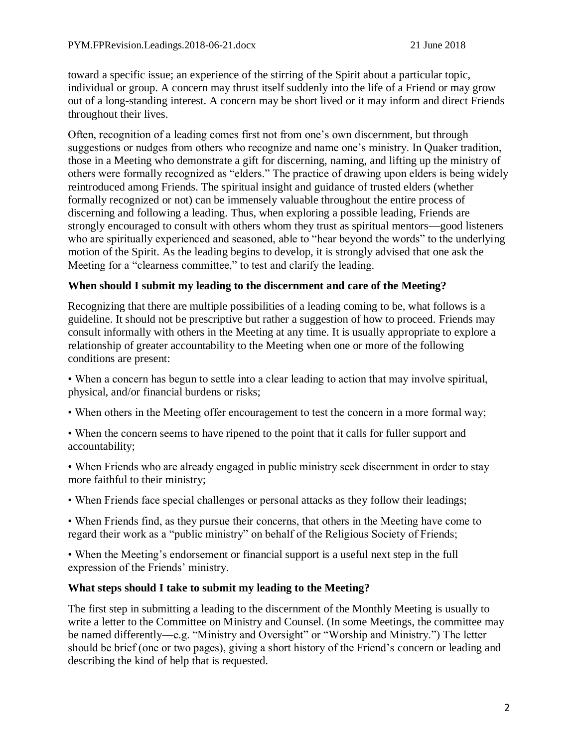toward a specific issue; an experience of the stirring of the Spirit about a particular topic, individual or group. A concern may thrust itself suddenly into the life of a Friend or may grow out of a long-standing interest. A concern may be short lived or it may inform and direct Friends throughout their lives.

Often, recognition of a leading comes first not from one's own discernment, but through suggestions or nudges from others who recognize and name one's ministry. In Quaker tradition, those in a Meeting who demonstrate a gift for discerning, naming, and lifting up the ministry of others were formally recognized as "elders." The practice of drawing upon elders is being widely reintroduced among Friends. The spiritual insight and guidance of trusted elders (whether formally recognized or not) can be immensely valuable throughout the entire process of discerning and following a leading. Thus, when exploring a possible leading, Friends are strongly encouraged to consult with others whom they trust as spiritual mentors—good listeners who are spiritually experienced and seasoned, able to "hear beyond the words" to the underlying motion of the Spirit. As the leading begins to develop, it is strongly advised that one ask the Meeting for a "clearness committee," to test and clarify the leading.

**When should I submit my leading to the discernment and care of the Meeting?**

Recognizing that there are multiple possibilities of a leading coming to be, what follows is a guideline. It should not be prescriptive but rather a suggestion of how to proceed. Friends may consult informally with others in the Meeting at any time. It is usually appropriate to explore a relationship of greater accountability to the Meeting when one or more of the following conditions are present:

- When a concern has begun to settle into a clear leading to action that may involve spiritual, physical, and/or financial burdens or risks;
- When others in the Meeting offer encouragement to test the concern in a more formal way;
- When the concern seems to have ripened to the point that it calls for fuller support and accountability;
- When Friends who are already engaged in public ministry seek discernment in order to stay more faithful to their ministry;
- When Friends face special challenges or personal attacks as they follow their leadings;
- When Friends find, as they pursue their concerns, that others in the Meeting have come to regard their work as a "public ministry" on behalf of the Religious Society of Friends;
- When the Meeting's endorsement or financial support is a useful next step in the full expression of the Friends' ministry.

**What steps should I take to submit my leading to the Meeting?**

The first step in submitting a leading to the discernment of the Monthly Meeting is usually to write a letter to the Committee on Ministry and Counsel. (In some Meetings, the committee may be named differently—e.g. "Ministry and Oversight" or "Worship and Ministry.") The letter should be brief (one or two pages), giving a short history of the Friend's concern or leading and describing the kind of help that is requested.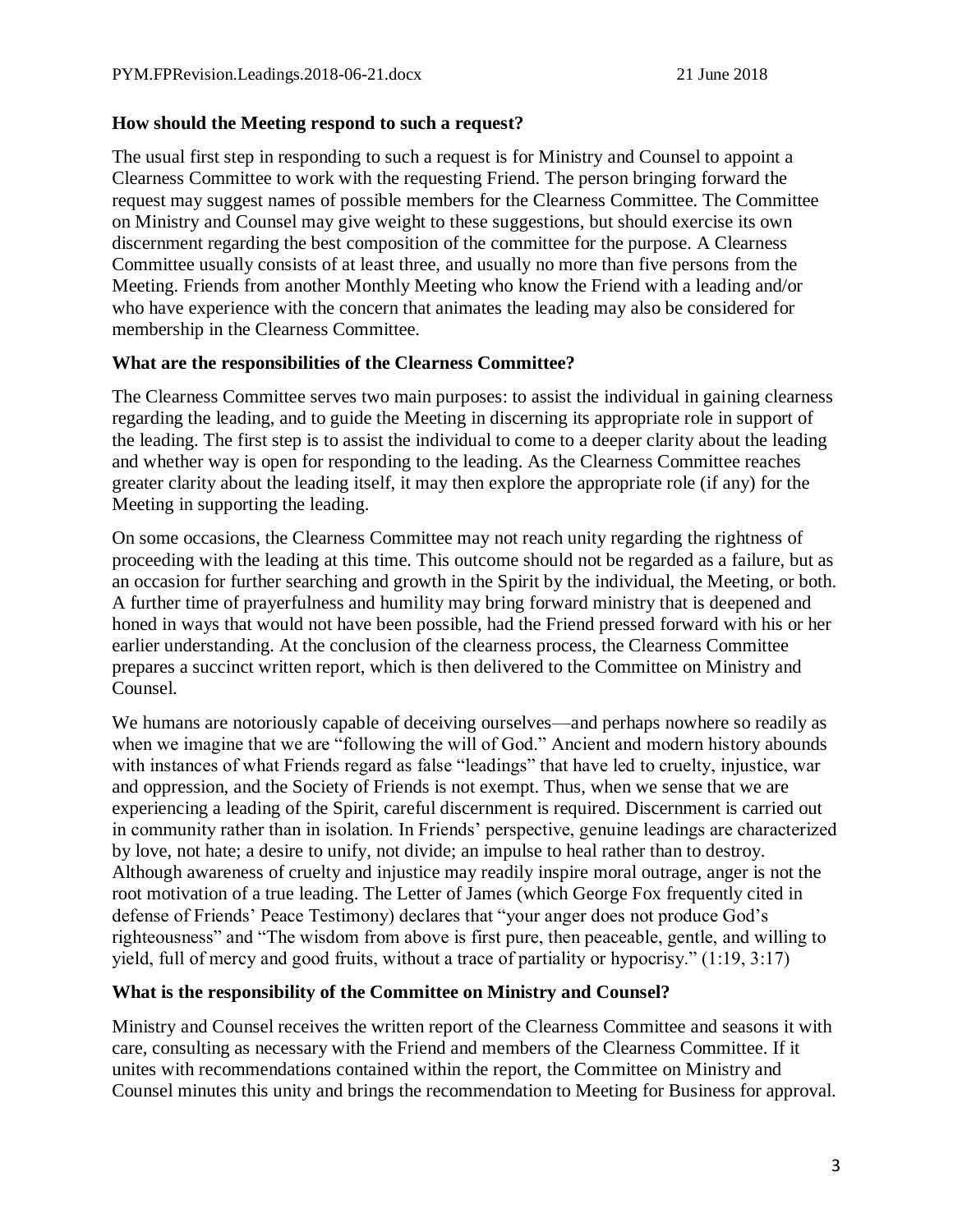**How should the Meeting respond to such a request?**

The usual first step in responding to such a request is for Ministry and Counsel to appoint a Clearness Committee to work with the requesting Friend. The person bringing forward the request may suggest names of possible members for the Clearness Committee. The Committee on Ministry and Counsel may give weight to these suggestions, but should exercise its own discernment regarding the best composition of the committee for the purpose. A Clearness Committee usually consists of at least three, and usually no more than five persons from the Meeting. Friends from another Monthly Meeting who know the Friend with a leading and/or who have experience with the concern that animates the leading may also be considered for membership in the Clearness Committee.

**What are the responsibilities of the Clearness Committee?**

The Clearness Committee serves two main purposes: to assist the individual in gaining clearness regarding the leading, and to guide the Meeting in discerning its appropriate role in support of the leading. The first step is to assist the individual to come to a deeper clarity about the leading and whether way is open for responding to the leading. As the Clearness Committee reaches greater clarity about the leading itself, it may then explore the appropriate role (if any) for the Meeting in supporting the leading.

On some occasions, the Clearness Committee may not reach unity regarding the rightness of proceeding with the leading at this time. This outcome should not be regarded as a failure, but as an occasion for further searching and growth in the Spirit by the individual, the Meeting, or both. A further time of prayerfulness and humility may bring forward ministry that is deepened and honed in ways that would not have been possible, had the Friend pressed forward with his or her earlier understanding. At the conclusion of the clearness process, the Clearness Committee prepares a succinct written report, which is then delivered to the Committee on Ministry and Counsel.

We humans are notoriously capable of deceiving ourselves—and perhaps nowhere so readily as when we imagine that we are "following the will of God." Ancient and modern history abounds with instances of what Friends regard as false "leadings" that have led to cruelty, injustice, war and oppression, and the Society of Friends is not exempt. Thus, when we sense that we are experiencing a leading of the Spirit, careful discernment is required. Discernment is carried out in community rather than in isolation. In Friends' perspective, genuine leadings are characterized by love, not hate; a desire to unify, not divide; an impulse to heal rather than to destroy. Although awareness of cruelty and injustice may readily inspire moral outrage, anger is not the root motivation of a true leading. The Letter of James (which George Fox frequently cited in defense of Friends' Peace Testimony) declares that "your anger does not produce God's righteousness" and "The wisdom from above is first pure, then peaceable, gentle, and willing to yield, full of mercy and good fruits, without a trace of partiality or hypocrisy." (1:19, 3:17)

**What is the responsibility of the Committee on Ministry and Counsel?**

Ministry and Counsel receives the written report of the Clearness Committee and seasons it with care, consulting as necessary with the Friend and members of the Clearness Committee. If it unites with recommendations contained within the report, the Committee on Ministry and Counsel minutes this unity and brings the recommendation to Meeting for Business for approval.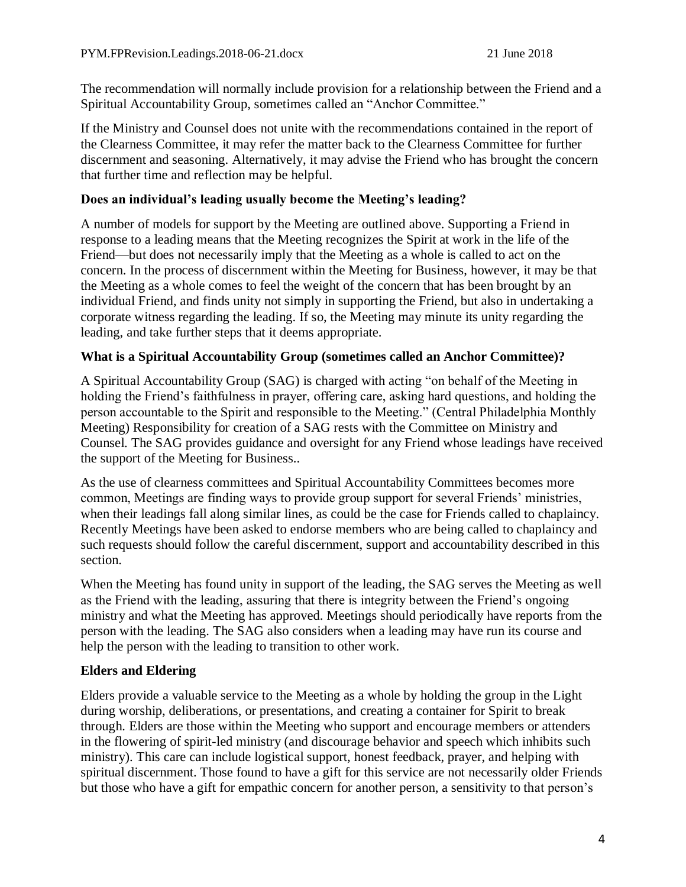The recommendation will normally include provision for a relationship between the Friend and a Spiritual Accountability Group, sometimes called an "Anchor Committee."

If the Ministry and Counsel does not unite with the recommendations contained in the report of the Clearness Committee, it may refer the matter back to the Clearness Committee for further discernment and seasoning. Alternatively, it may advise the Friend who has brought the concern that further time and reflection may be helpful.

**Does an individual's leading usually become the Meeting's leading?**

A number of models for support by the Meeting are outlined above. Supporting a Friend in response to a leading means that the Meeting recognizes the Spirit at work in the life of the Friend—but does not necessarily imply that the Meeting as a whole is called to act on the concern. In the process of discernment within the Meeting for Business, however, it may be that the Meeting as a whole comes to feel the weight of the concern that has been brought by an individual Friend, and finds unity not simply in supporting the Friend, but also in undertaking a corporate witness regarding the leading. If so, the Meeting may minute its unity regarding the leading, and take further steps that it deems appropriate.

**What is a Spiritual Accountability Group (sometimes called an Anchor Committee)?**

A Spiritual Accountability Group (SAG) is charged with acting "on behalf of the Meeting in holding the Friend's faithfulness in prayer, offering care, asking hard questions, and holding the person accountable to the Spirit and responsible to the Meeting." (Central Philadelphia Monthly Meeting) Responsibility for creation of a SAG rests with the Committee on Ministry and Counsel. The SAG provides guidance and oversight for any Friend whose leadings have received the support of the Meeting for Business..

As the use of clearness committees and Spiritual Accountability Committees becomes more common, Meetings are finding ways to provide group support for several Friends' ministries, when their leadings fall along similar lines, as could be the case for Friends called to chaplaincy. Recently Meetings have been asked to endorse members who are being called to chaplaincy and such requests should follow the careful discernment, support and accountability described in this section.

When the Meeting has found unity in support of the leading, the SAG serves the Meeting as well as the Friend with the leading, assuring that there is integrity between the Friend's ongoing ministry and what the Meeting has approved. Meetings should periodically have reports from the person with the leading. The SAG also considers when a leading may have run its course and help the person with the leading to transition to other work.

**Elders and Eldering**

Elders provide a valuable service to the Meeting as a whole by holding the group in the Light during worship, deliberations, or presentations, and creating a container for Spirit to break through. Elders are those within the Meeting who support and encourage members or attenders in the flowering of spirit-led ministry (and discourage behavior and speech which inhibits such ministry). This care can include logistical support, honest feedback, prayer, and helping with spiritual discernment. Those found to have a gift for this service are not necessarily older Friends but those who have a gift for empathic concern for another person, a sensitivity to that person's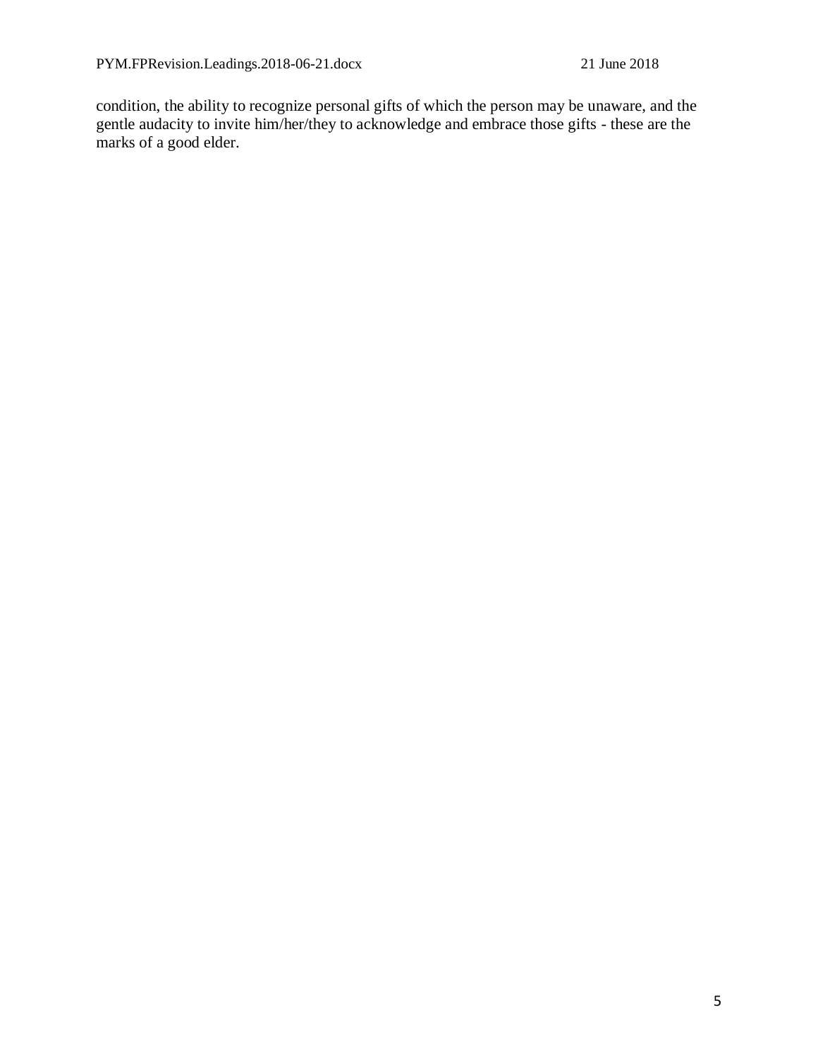condition, the ability to recognize personal gifts of which the person may be unaware, and the gentle audacity to invite him/her/they to acknowledge and embrace those gifts - these are the marks of a good elder.